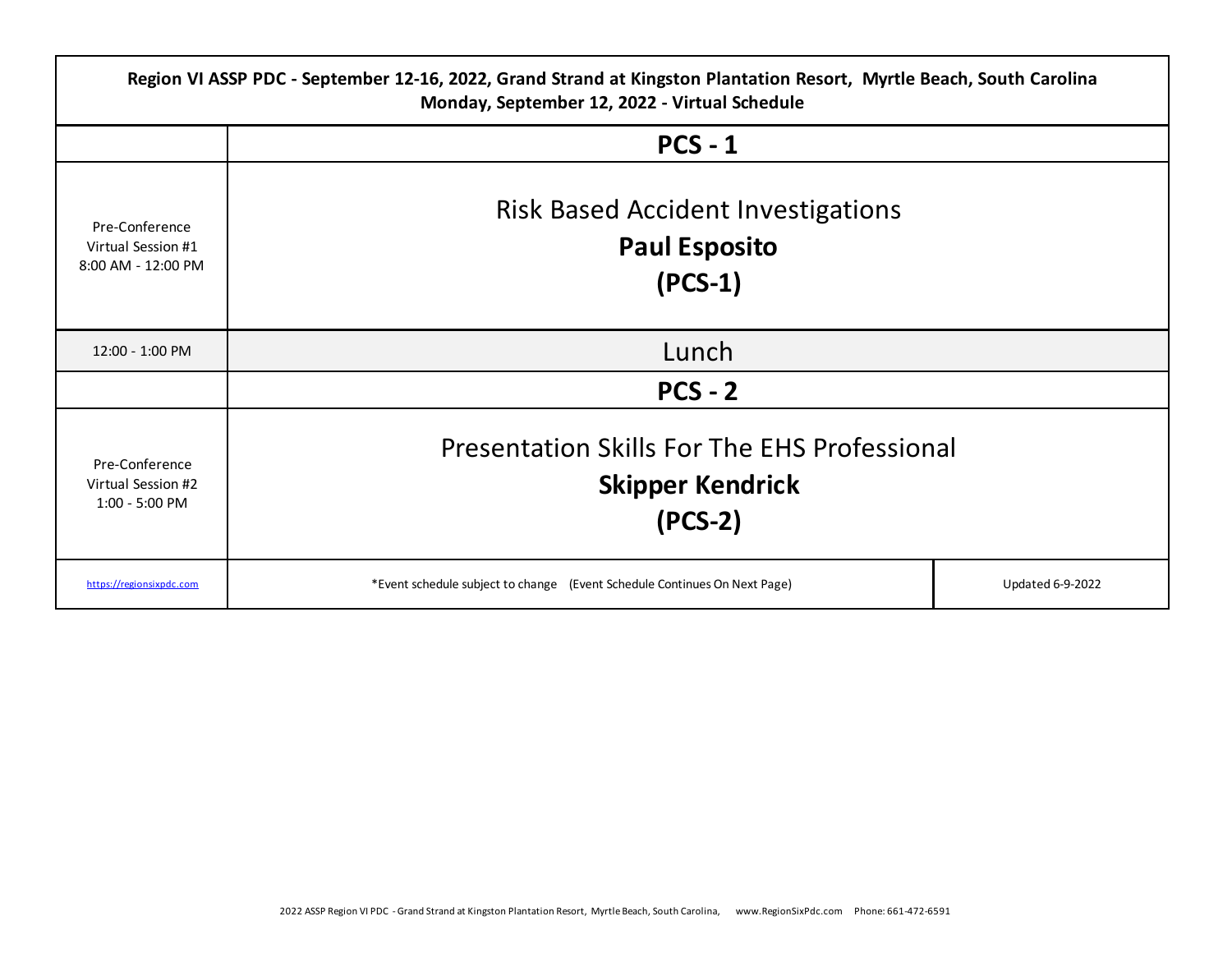**Region VI ASSP PDC - September 12-16, 2022, Grand Strand at Kingston Plantation Resort, Myrtle Beach, South Carolina**
**Monday, September 12, 2022 - Virtual Schedule**

| | | |
|---|---|---|
| | **PCS - 1** | |
| Pre-Conference Virtual Session #1 8:00 AM - 12:00 PM | Risk Based Accident Investigations **Paul Esposito** **(PCS-1)** | |
| 12:00 - 1:00 PM | Lunch | |
| | **PCS - 2** | |
| Pre-Conference Virtual Session #2 1:00 - 5:00 PM | Presentation Skills For The EHS Professional **Skipper Kendrick** **(PCS-2)** | |
| https://regionsixpdc.com | *Event schedule subject to change (Event Schedule Continues On Next Page) | Updated 6-9-2022 |

2022 ASSP Region VI PDC - Grand Strand at Kingston Plantation Resort, Myrtle Beach, South Carolina, www.RegionSixPdc.com Phone: 661-472-6591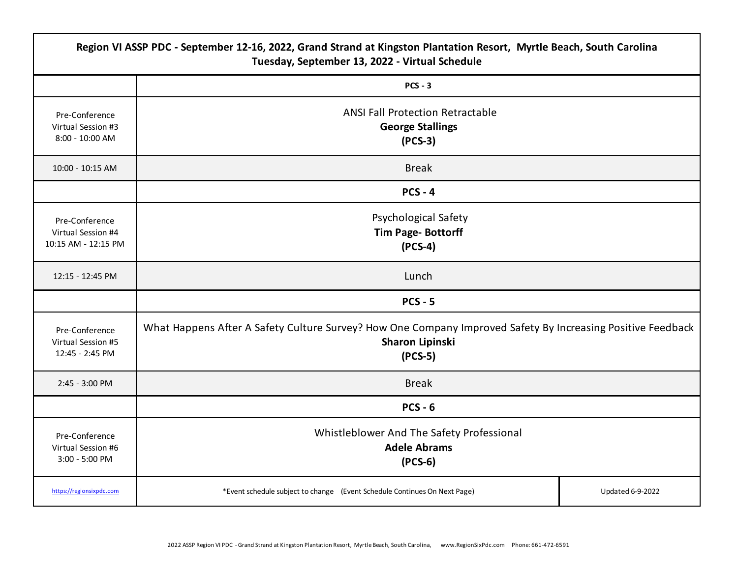| Region VI ASSP PDC - September 12-16, 2022, Grand Strand at Kingston Plantation Resort, Myrtle Beach, South Carolina<br>Tuesday, September 13, 2022 - Virtual Schedule | | |
|---|---|---|
| | **PCS - 3** | |
| Pre-Conference Virtual Session #3<br>8:00 - 10:00 AM | ANSI Fall Protection Retractable<br>**George Stallings**<br>**(PCS-3)** | |
| 10:00 - 10:15 AM | Break | |
| | **PCS - 4** | |
| Pre-Conference Virtual Session #4<br>10:15 AM - 12:15 PM | Psychological Safety<br>**Tim Page- Bottorff**<br>**(PCS-4)** | |
| 12:15 - 12:45 PM | Lunch | |
| | **PCS - 5** | |
| Pre-Conference Virtual Session #5<br>12:45 - 2:45 PM | What Happens After A Safety Culture Survey? How One Company Improved Safety By Increasing Positive Feedback<br>**Sharon Lipinski**<br>**(PCS-5)** | |
| 2:45 - 3:00 PM | Break | |
| | **PCS - 6** | |
| Pre-Conference Virtual Session #6<br>3:00 - 5:00 PM | Whistleblower And The Safety Professional<br>**Adele Abrams**<br>**(PCS-6)** | |
| https://regionsixpdc.com | *Event schedule subject to change (Event Schedule Continues On Next Page) | Updated 6-9-2022 |

2022 ASSP Region VI PDC - Grand Strand at Kingston Plantation Resort, Myrtle Beach, South Carolina, www.RegionSixPdc.com Phone: 661-472-6591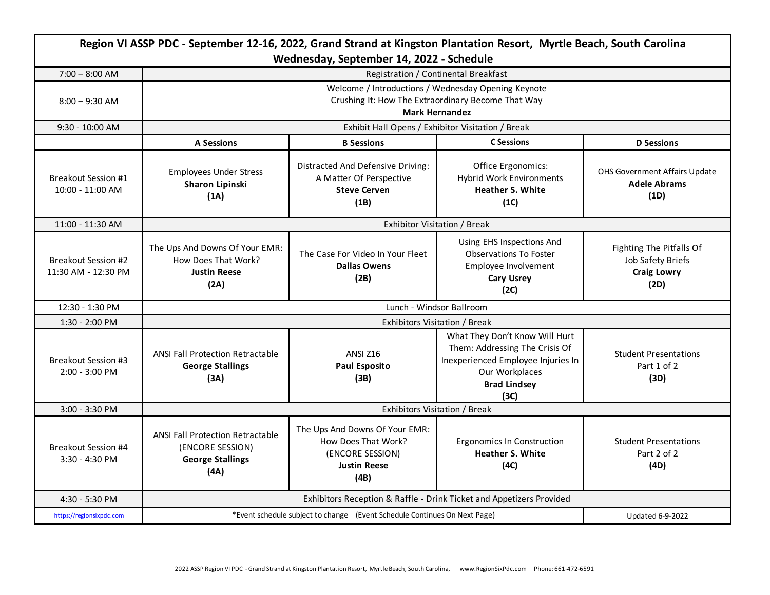| Region VI ASSP PDC - September 12-16, 2022, Grand Strand at Kingston Plantation Resort, Myrtle Beach, South Carolina<br>Wednesday, September 14, 2022 - Schedule | | | | |
|---|---|---|---|---|
| 7:00 – 8:00 AM | Registration / Continental Breakfast | | | |
| 8:00 – 9:30 AM | Welcome / Introductions / Wednesday Opening Keynote<br>Crushing It: How The Extraordinary Become That Way<br>**Mark Hernandez** | | | |
| 9:30 - 10:00 AM | Exhibit Hall Opens / Exhibitor Visitation / Break | | | |
| | **A Sessions** | **B Sessions** | **C Sessions** | **D Sessions** |
| Breakout Session #1<br>10:00 - 11:00 AM | Employees Under Stress<br>**Sharon Lipinski**<br>**(1A)** | Distracted And Defensive Driving: A Matter Of Perspective<br>**Steve Cerven**<br>**(1B)** | Office Ergonomics: Hybrid Work Environments<br>**Heather S. White**<br>**(1C)** | OHS Government Affairs Update<br>**Adele Abrams**<br>**(1D)** |
| 11:00 - 11:30 AM | Exhibitor Visitation / Break | | | |
| Breakout Session #2<br>11:30 AM - 12:30 PM | The Ups And Downs Of Your EMR: How Does That Work?<br>**Justin Reese**<br>**(2A)** | The Case For Video In Your Fleet<br>**Dallas Owens**<br>**(2B)** | Using EHS Inspections And Observations To Foster Employee Involvement<br>**Cary Usrey**<br>**(2C)** | Fighting The Pitfalls Of Job Safety Briefs<br>**Craig Lowry**<br>**(2D)** |
| 12:30 - 1:30 PM | Lunch - Windsor Ballroom | | | |
| 1:30 - 2:00 PM | Exhibitors Visitation / Break | | | |
| Breakout Session #3<br>2:00 - 3:00 PM | ANSI Fall Protection Retractable<br>**George Stallings**<br>**(3A)** | ANSI Z16<br>**Paul Esposito**<br>**(3B)** | What They Don't Know Will Hurt Them: Addressing The Crisis Of Inexperienced Employee Injuries In Our Workplaces<br>**Brad Lindsey**<br>**(3C)** | Student Presentations<br>Part 1 of 2<br>**(3D)** |
| 3:00 - 3:30 PM | Exhibitors Visitation / Break | | | |
| Breakout Session #4<br>3:30 - 4:30 PM | ANSI Fall Protection Retractable<br>(ENCORE SESSION)<br>**George Stallings**<br>**(4A)** | The Ups And Downs Of Your EMR: How Does That Work?<br>(ENCORE SESSION)<br>**Justin Reese**<br>**(4B)** | Ergonomics In Construction<br>**Heather S. White**<br>**(4C)** | Student Presentations<br>Part 2 of 2<br>**(4D)** |
| 4:30 - 5:30 PM | Exhibitors Reception & Raffle - Drink Ticket and Appetizers Provided | | | |
| https://regionsixpdc.com | *Event schedule subject to change (Event Schedule Continues On Next Page) | | | Updated 6-9-2022 |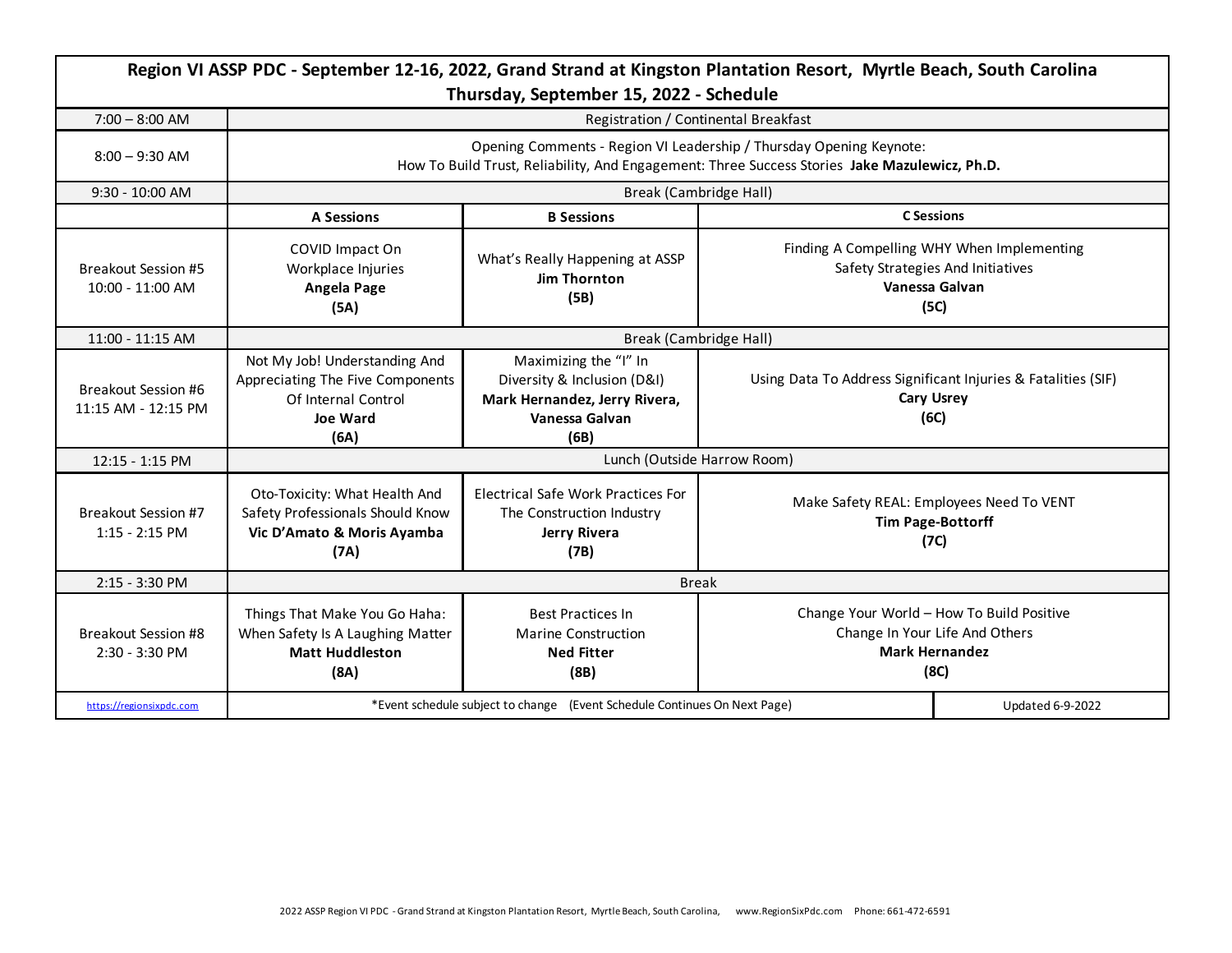# Region VI ASSP PDC - September 12-16, 2022, Grand Strand at Kingston Plantation Resort, Myrtle Beach, South Carolina

## Thursday, September 15, 2022 - Schedule

| Time | A Sessions | B Sessions | C Sessions |
|---|---|---|---|
| 7:00 – 8:00 AM | Registration / Continental Breakfast | | |
| 8:00 – 9:30 AM | Opening Comments - Region VI Leadership / Thursday Opening Keynote: How To Build Trust, Reliability, And Engagement: Three Success Stories **Jake Mazulewicz, Ph.D.** | | |
| 9:30 - 10:00 AM | Break (Cambridge Hall) | | |
| Breakout Session #5 10:00 - 11:00 AM | COVID Impact On Workplace Injuries **Angela Page** **(5A)** | What's Really Happening at ASSP **Jim Thornton** **(5B)** | Finding A Compelling WHY When Implementing Safety Strategies And Initiatives **Vanessa Galvan** **(5C)** |
| 11:00 - 11:15 AM | Break (Cambridge Hall) | | |
| Breakout Session #6 11:15 AM - 12:15 PM | Not My Job! Understanding And Appreciating The Five Components Of Internal Control **Joe Ward** **(6A)** | Maximizing the "I" In Diversity & Inclusion (D&I) **Mark Hernandez, Jerry Rivera, Vanessa Galvan** **(6B)** | Using Data To Address Significant Injuries & Fatalities (SIF) **Cary Usrey** **(6C)** |
| 12:15 - 1:15 PM | Lunch (Outside Harrow Room) | | |
| Breakout Session #7 1:15 - 2:15 PM | Oto-Toxicity: What Health And Safety Professionals Should Know **Vic D'Amato & Moris Ayamba** **(7A)** | Electrical Safe Work Practices For The Construction Industry **Jerry Rivera** **(7B)** | Make Safety REAL: Employees Need To VENT **Tim Page-Bottorff** **(7C)** |
| 2:15 - 3:30 PM | Break | | |
| Breakout Session #8 2:30 - 3:30 PM | Things That Make You Go Haha: When Safety Is A Laughing Matter **Matt Huddleston** **(8A)** | Best Practices In Marine Construction **Ned Fitter** **(8B)** | Change Your World – How To Build Positive Change In Your Life And Others **Mark Hernandez** **(8C)** |
| https://regionsixpdc.com | *Event schedule subject to change (Event Schedule Continues On Next Page) | | Updated 6-9-2022 |

2022 ASSP Region VI PDC - Grand Strand at Kingston Plantation Resort, Myrtle Beach, South Carolina, www.RegionSixPdc.com Phone: 661-472-6591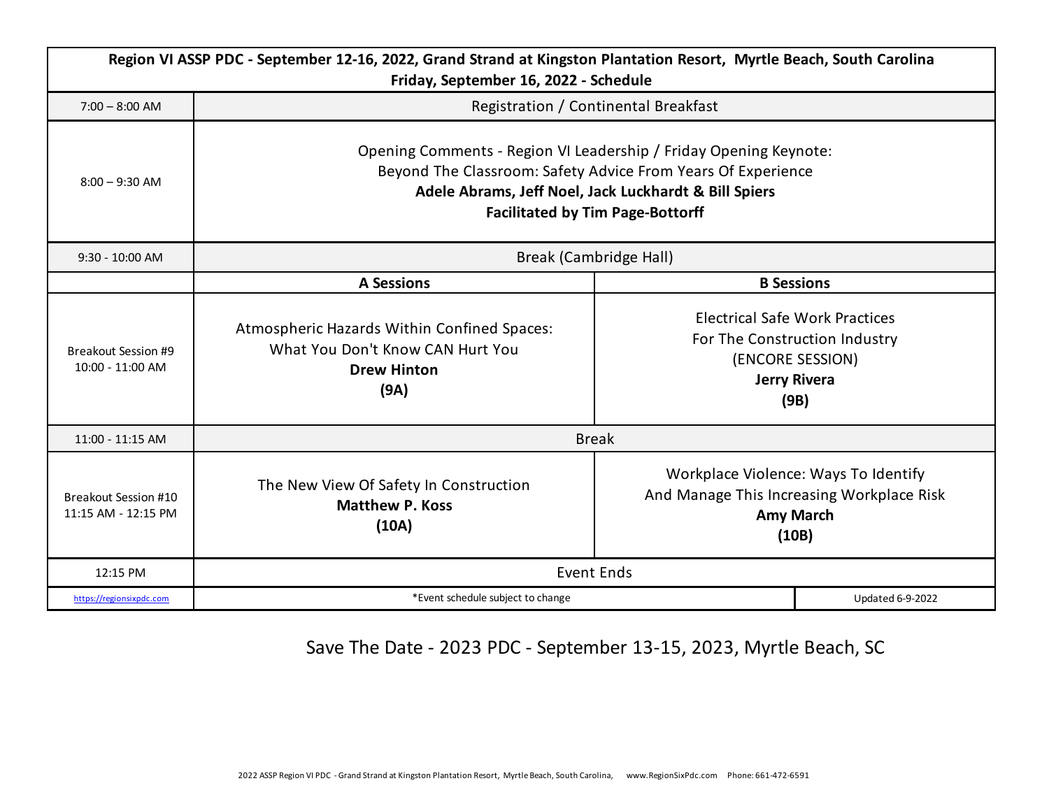| Region VI ASSP PDC - September 12-16, 2022, Grand Strand at Kingston Plantation Resort, Myrtle Beach, South Carolina<br>Friday, September 16, 2022 - Schedule | | |
|---|---|---|
| 7:00 – 8:00 AM | Registration / Continental Breakfast | |
| 8:00 – 9:30 AM | Opening Comments - Region VI Leadership / Friday Opening Keynote:<br>Beyond The Classroom: Safety Advice From Years Of Experience<br>**Adele Abrams, Jeff Noel, Jack Luckhardt & Bill Spiers**<br>**Facilitated by Tim Page-Bottorff** | |
| 9:30 - 10:00 AM | Break (Cambridge Hall) | |
| | **A Sessions** | **B Sessions** |
| Breakout Session #9<br>10:00 - 11:00 AM | Atmospheric Hazards Within Confined Spaces:<br>What You Don't Know CAN Hurt You<br>**Drew Hinton**<br>**(9A)** | Electrical Safe Work Practices<br>For The Construction Industry<br>(ENCORE SESSION)<br>**Jerry Rivera**<br>**(9B)** |
| 11:00 - 11:15 AM | Break | |
| Breakout Session #10<br>11:15 AM - 12:15 PM | The New View Of Safety In Construction<br>**Matthew P. Koss**<br>**(10A)** | Workplace Violence: Ways To Identify<br>And Manage This Increasing Workplace Risk<br>**Amy March**<br>**(10B)** |
| 12:15 PM | Event Ends | |
| https://regionsixpdc.com | *Event schedule subject to change | Updated 6-9-2022 |

Save The Date - 2023 PDC - September 13-15, 2023, Myrtle Beach, SC

2022 ASSP Region VI PDC - Grand Strand at Kingston Plantation Resort, Myrtle Beach, South Carolina, www.RegionSixPdc.com Phone: 661-472-6591